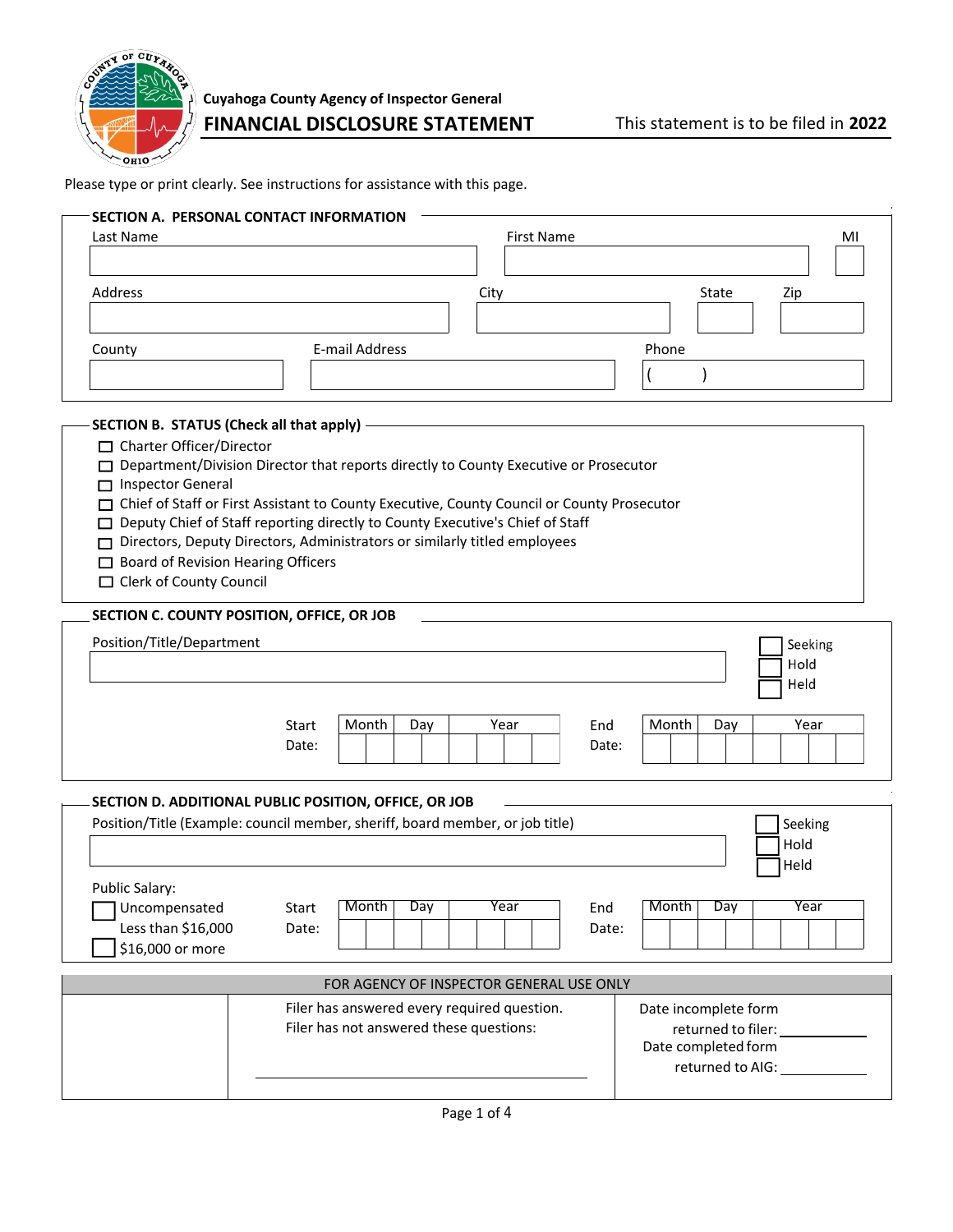Cuyahoga County Agency of Inspector General

# FINANCIAL DISCLOSURE STATEMENT

This statement is to be filed in **2022**

Please type or print clearly. See instructions for assistance with this page.

## SECTION A. PERSONAL CONTACT INFORMATION

| Last Name | First Name | MI |
|---|---|---|
| | | |

| Address | City | State | Zip |
|---|---|---|---|
| | | | |

| County | E-mail Address | Phone |
|---|---|---|
| | | (     ) |

## SECTION B. STATUS (Check all that apply)

- ☐ Charter Officer/Director
- ☐ Department/Division Director that reports directly to County Executive or Prosecutor
- ☐ Inspector General
- ☐ Chief of Staff or First Assistant to County Executive, County Council or County Prosecutor
- ☐ Deputy Chief of Staff reporting directly to County Executive's Chief of Staff
- ☐ Directors, Deputy Directors, Administrators or similarly titled employees
- ☐ Board of Revision Hearing Officers
- ☐ Clerk of County Council

## SECTION C. COUNTY POSITION, OFFICE, OR JOB

Position/Title/Department

☐ Seeking
☐ Hold
☐ Held

| | Month | Day | Year | | Month | Day | Year |
|---|---|---|---|---|---|---|---|
| Start Date: | | | | End Date: | | | |

## SECTION D. ADDITIONAL PUBLIC POSITION, OFFICE, OR JOB

Position/Title (Example: council member, sheriff, board member, or job title)

☐ Seeking
☐ Hold
☐ Held

Public Salary:
- ☐ Uncompensated
  Less than $16,000
- ☐ $16,000 or more

| | Month | Day | Year | | Month | Day | Year |
|---|---|---|---|---|---|---|---|
| Start Date: | | | | End Date: | | | |

| FOR AGENCY OF INSPECTOR GENERAL USE ONLY | | |
|---|---|---|
| | Filer has answered every required question.<br>Filer has not answered these questions:<br>\_\_\_\_\_\_\_\_\_\_\_\_\_\_\_\_\_\_\_\_\_\_\_\_\_\_\_\_\_\_ | Date incomplete form returned to filer: \_\_\_\_\_\_\_\_\_\_<br>Date completed form returned to AIG: \_\_\_\_\_\_\_\_\_\_ |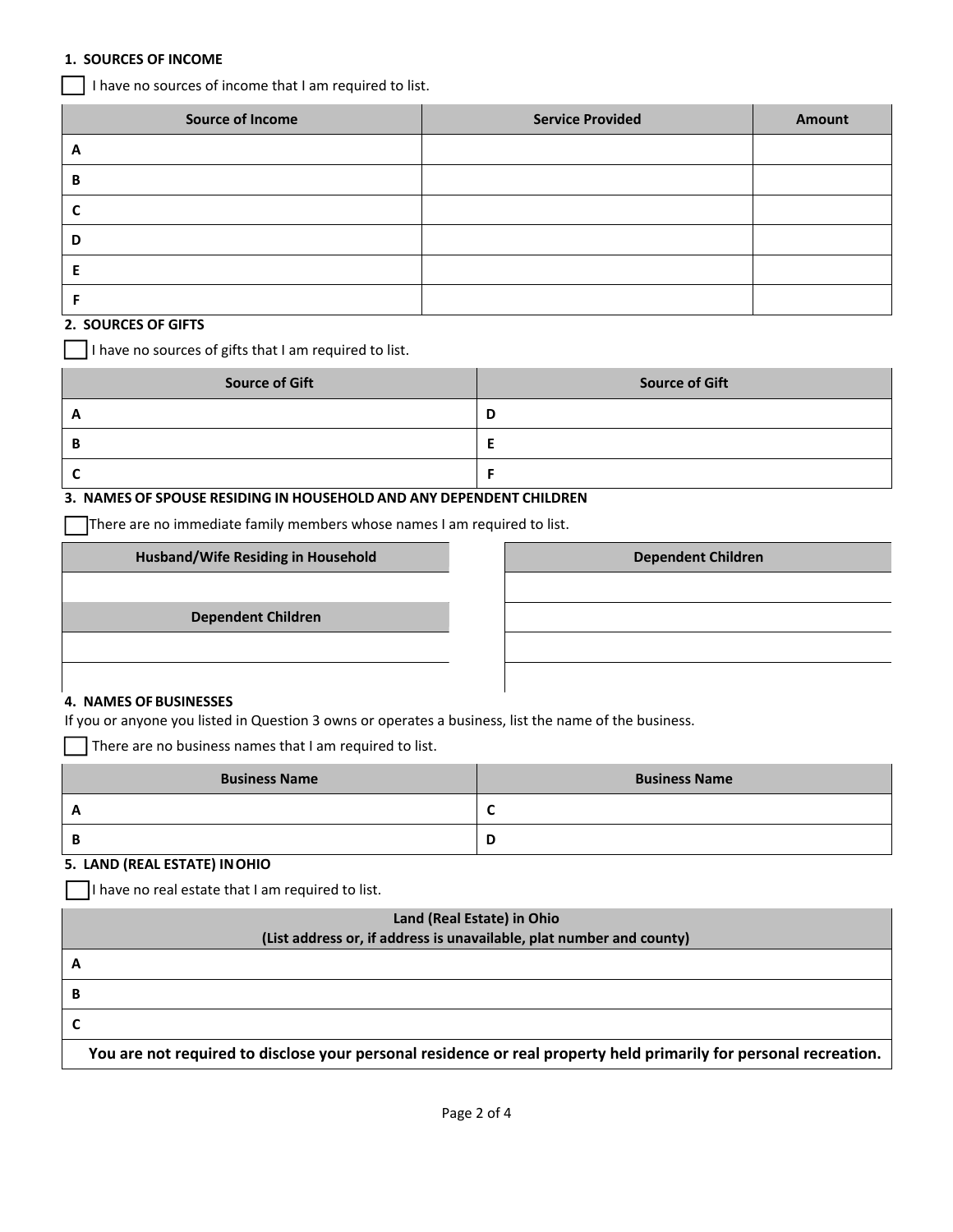## 1. SOURCES OF INCOME

☐ I have no sources of income that I am required to list.

| Source of Income | Service Provided | Amount |
|---|---|---|
| A | | |
| B | | |
| C | | |
| D | | |
| E | | |
| F | | |

## 2. SOURCES OF GIFTS

☐ I have no sources of gifts that I am required to list.

| Source of Gift | Source of Gift |
|---|---|
| A | D |
| B | E |
| C | F |

## 3. NAMES OF SPOUSE RESIDING IN HOUSEHOLD AND ANY DEPENDENT CHILDREN

☐ There are no immediate family members whose names I am required to list.

| Husband/Wife Residing in Household |
|---|
| |

| Dependent Children |
|---|
| |
| |

| Dependent Children |
|---|
| |
| |
| |
| |

## 4. NAMES OF BUSINESSES

If you or anyone you listed in Question 3 owns or operates a business, list the name of the business.

☐ There are no business names that I am required to list.

| Business Name | Business Name |
|---|---|
| A | C |
| B | D |

## 5. LAND (REAL ESTATE) IN OHIO

☐ I have no real estate that I am required to list.

| Land (Real Estate) in Ohio (List address or, if address is unavailable, plat number and county) |
|---|
| A |
| B |
| C |
| **You are not required to disclose your personal residence or real property held primarily for personal recreation.** |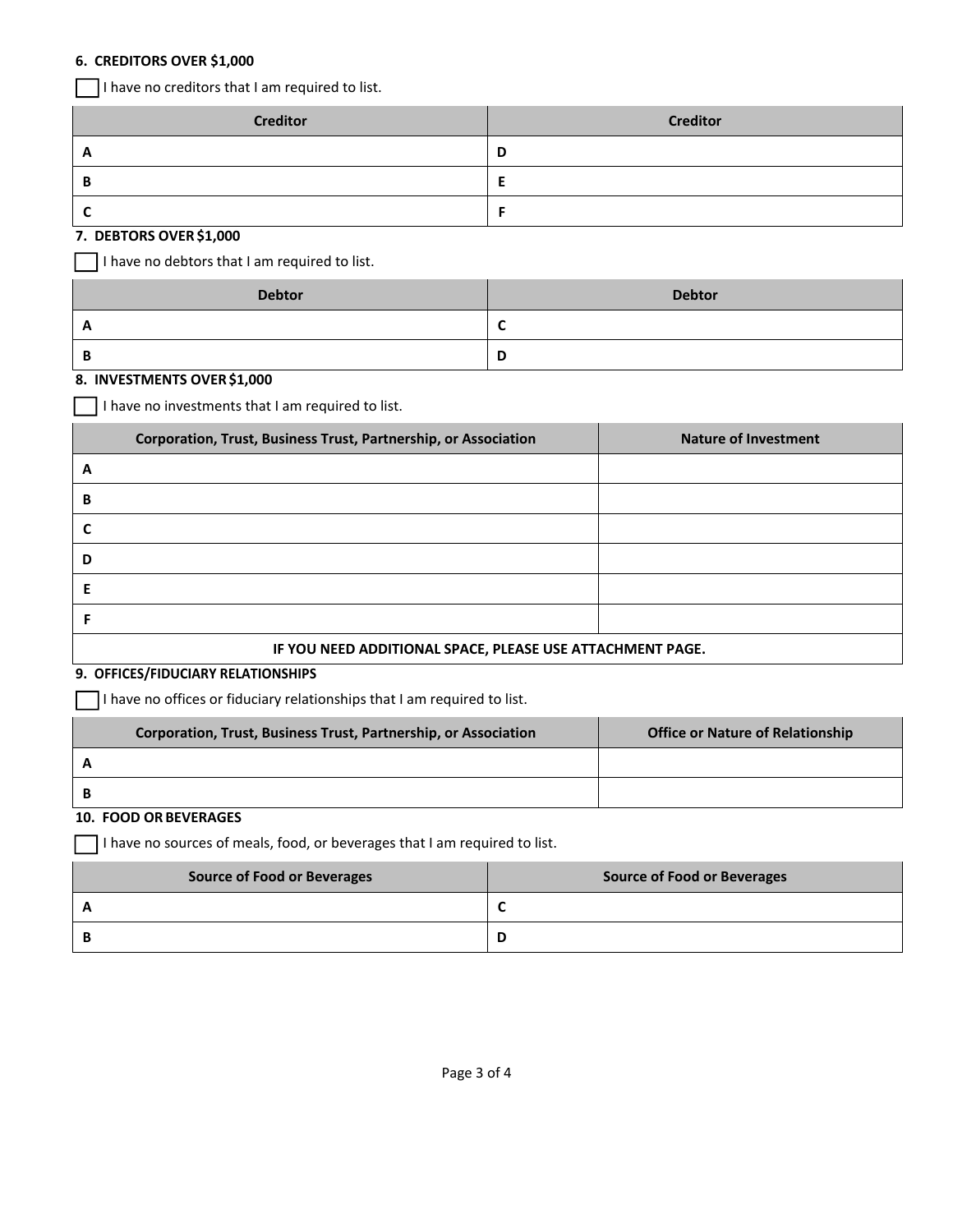### 6. CREDITORS OVER $1,000

☐ I have no creditors that I am required to list.

| Creditor | Creditor |
|---|---|
| A | D |
| B | E |
| C | F |

### 7. DEBTORS OVER $1,000

☐ I have no debtors that I am required to list.

| Debtor | Debtor |
|---|---|
| A | C |
| B | D |

### 8. INVESTMENTS OVER $1,000

☐ I have no investments that I am required to list.

| Corporation, Trust, Business Trust, Partnership, or Association | Nature of Investment |
|---|---|
| A | |
| B | |
| C | |
| D | |
| E | |
| F | |

**IF YOU NEED ADDITIONAL SPACE, PLEASE USE ATTACHMENT PAGE.**

### 9. OFFICES/FIDUCIARY RELATIONSHIPS

☐ I have no offices or fiduciary relationships that I am required to list.

| Corporation, Trust, Business Trust, Partnership, or Association | Office or Nature of Relationship |
|---|---|
| A | |
| B | |

### 10. FOOD OR BEVERAGES

☐ I have no sources of meals, food, or beverages that I am required to list.

| Source of Food or Beverages | Source of Food or Beverages |
|---|---|
| A | C |
| B | D |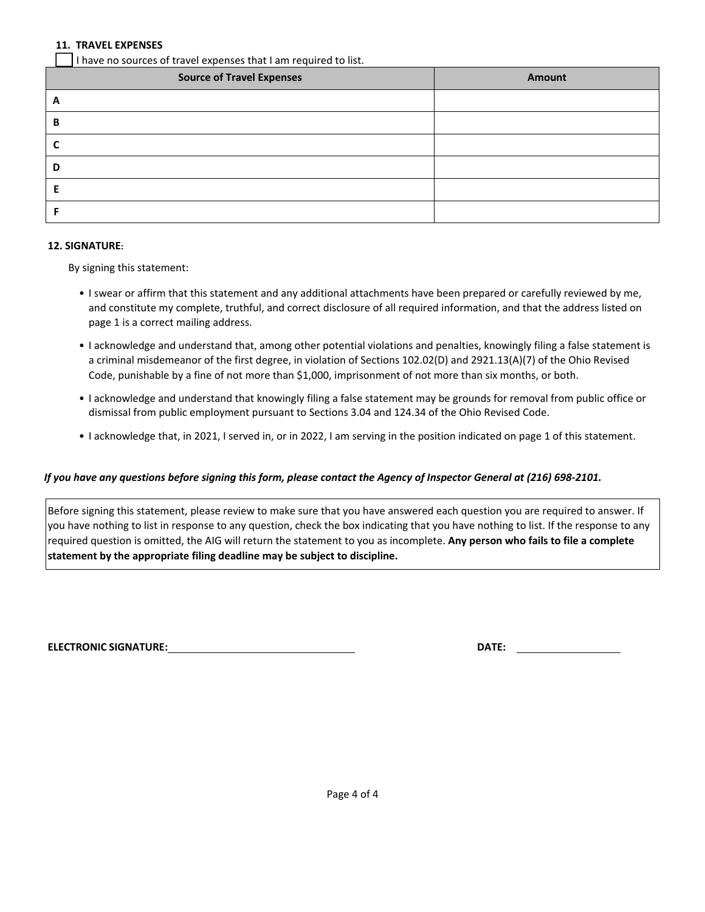**11. TRAVEL EXPENSES**

☐ I have no sources of travel expenses that I am required to list.

| Source of Travel Expenses | Amount |
| --- | --- |
| A | |
| B | |
| C | |
| D | |
| E | |
| F | |

**12. SIGNATURE**:

By signing this statement:

- I swear or affirm that this statement and any additional attachments have been prepared or carefully reviewed by me, and constitute my complete, truthful, and correct disclosure of all required information, and that the address listed on page 1 is a correct mailing address.
- I acknowledge and understand that, among other potential violations and penalties, knowingly filing a false statement is a criminal misdemeanor of the first degree, in violation of Sections 102.02(D) and 2921.13(A)(7) of the Ohio Revised Code, punishable by a fine of not more than $1,000, imprisonment of not more than six months, or both.
- I acknowledge and understand that knowingly filing a false statement may be grounds for removal from public office or dismissal from public employment pursuant to Sections 3.04 and 124.34 of the Ohio Revised Code.
- I acknowledge that, in 2021, I served in, or in 2022, I am serving in the position indicated on page 1 of this statement.

***If you have any questions before signing this form, please contact the Agency of Inspector General at (216) 698-2101.***

Before signing this statement, please review to make sure that you have answered each question you are required to answer. If you have nothing to list in response to any question, check the box indicating that you have nothing to list. If the response to any required question is omitted, the AIG will return the statement to you as incomplete. **Any person who fails to file a complete statement by the appropriate filing deadline may be subject to discipline.**

**ELECTRONIC SIGNATURE:** ______________________________ **DATE:** ________________